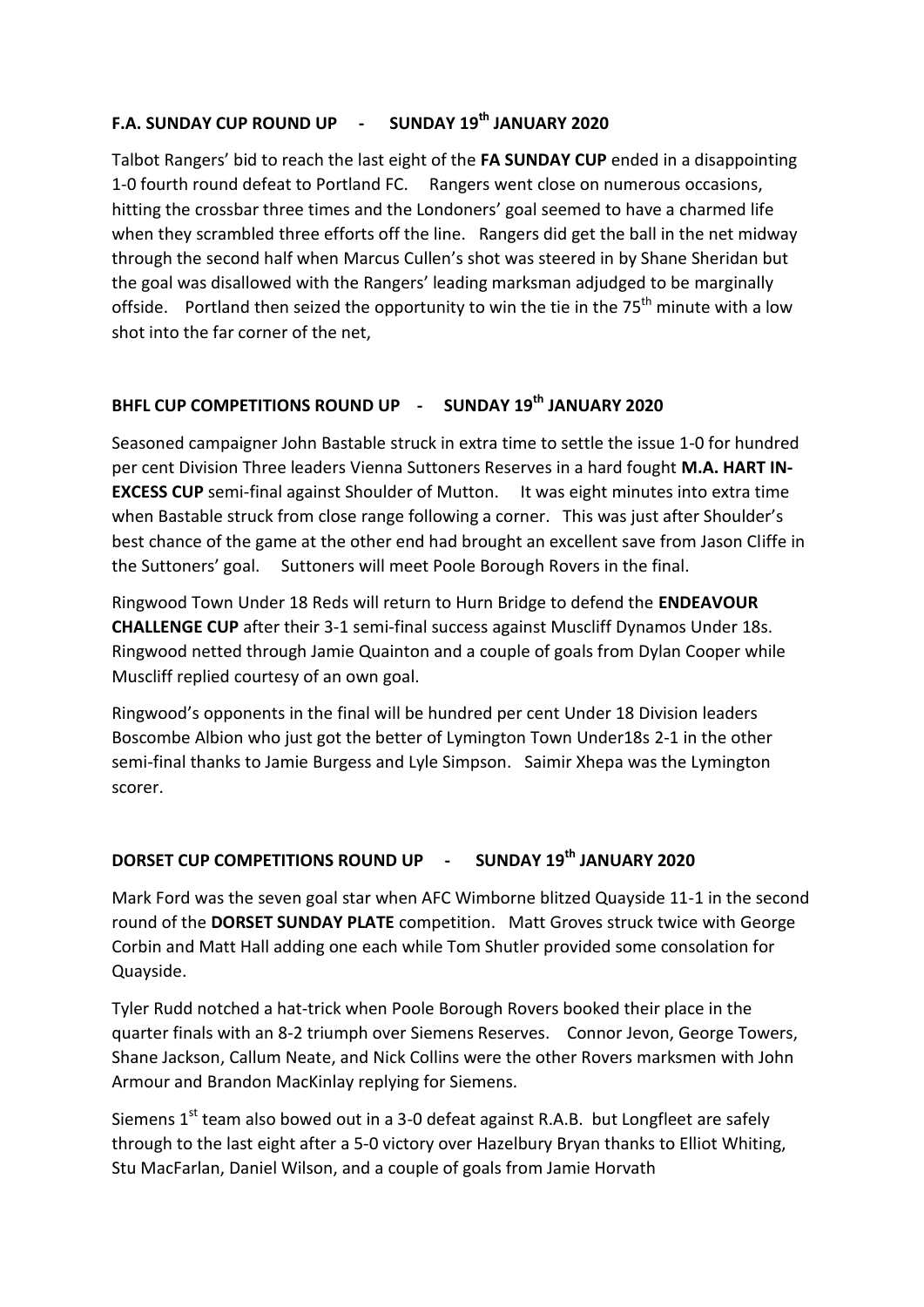## F.A. SUNDAY CUP ROUND UP - SUNDAY 19th JANUARY 2020

Talbot Rangers' bid to reach the last eight of the **FA SUNDAY CUP** ended in a disappointing 1-0 fourth round defeat to Portland FC. Rangers went close on numerous occasions, hitting the crossbar three times and the Londoners' goal seemed to have a charmed life when they scrambled three efforts off the line. Rangers did get the ball in the net midway through the second half when Marcus Cullen's shot was steered in by Shane Sheridan but the goal was disallowed with the Rangers' leading marksman adjudged to be marginally offside. Portland then seized the opportunity to win the tie in the 75th minute with a low shot into the far corner of the net,

## BHFL CUP COMPETITIONS ROUND UP - SUNDAY 19th JANUARY 2020

Seasoned campaigner John Bastable struck in extra time to settle the issue 1-0 for hundred per cent Division Three leaders Vienna Suttoners Reserves in a hard fought **M.A. HART IN-EXCESS CUP** semi-final against Shoulder of Mutton. It was eight minutes into extra time when Bastable struck from close range following a corner. This was just after Shoulder's best chance of the game at the other end had brought an excellent save from Jason Cliffe in the Suttoners' goal. Suttoners will meet Poole Borough Rovers in the final.

Ringwood Town Under 18 Reds will return to Hurn Bridge to defend the **ENDEAVOUR CHALLENGE CUP** after their 3-1 semi-final success against Muscliff Dynamos Under 18s. Ringwood netted through Jamie Quainton and a couple of goals from Dylan Cooper while Muscliff replied courtesy of an own goal.

Ringwood's opponents in the final will be hundred per cent Under 18 Division leaders Boscombe Albion who just got the better of Lymington Town Under18s 2-1 in the other semi-final thanks to Jamie Burgess and Lyle Simpson. Saimir Xhepa was the Lymington scorer.

## DORSET CUP COMPETITIONS ROUND UP - SUNDAY 19th JANUARY 2020

Mark Ford was the seven goal star when AFC Wimborne blitzed Quayside 11-1 in the second round of the **DORSET SUNDAY PLATE** competition. Matt Groves struck twice with George Corbin and Matt Hall adding one each while Tom Shutler provided some consolation for Quayside.

Tyler Rudd notched a hat-trick when Poole Borough Rovers booked their place in the quarter finals with an 8-2 triumph over Siemens Reserves. Connor Jevon, George Towers, Shane Jackson, Callum Neate, and Nick Collins were the other Rovers marksmen with John Armour and Brandon MacKinlay replying for Siemens.

Siemens 1st team also bowed out in a 3-0 defeat against R.A.B. but Longfleet are safely through to the last eight after a 5-0 victory over Hazelbury Bryan thanks to Elliot Whiting, Stu MacFarlan, Daniel Wilson, and a couple of goals from Jamie Horvath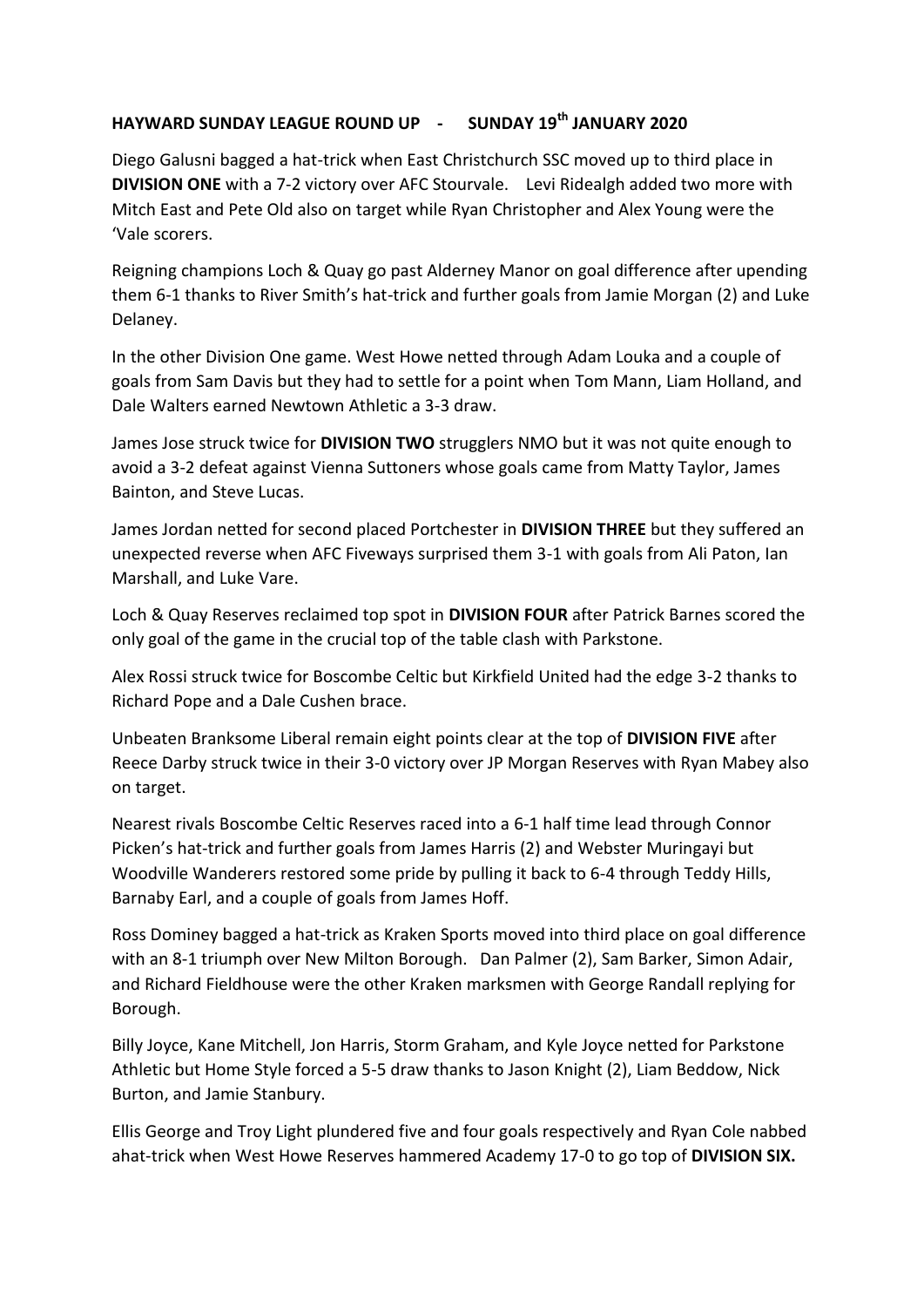**HAYWARD SUNDAY LEAGUE ROUND UP - SUNDAY 19th JANUARY 2020**

Diego Galusni bagged a hat-trick when East Christchurch SSC moved up to third place in **DIVISION ONE** with a 7-2 victory over AFC Stourvale. Levi Ridealgh added two more with Mitch East and Pete Old also on target while Ryan Christopher and Alex Young were the 'Vale scorers.

Reigning champions Loch & Quay go past Alderney Manor on goal difference after upending them 6-1 thanks to River Smith's hat-trick and further goals from Jamie Morgan (2) and Luke Delaney.

In the other Division One game. West Howe netted through Adam Louka and a couple of goals from Sam Davis but they had to settle for a point when Tom Mann, Liam Holland, and Dale Walters earned Newtown Athletic a 3-3 draw.

James Jose struck twice for **DIVISION TWO** strugglers NMO but it was not quite enough to avoid a 3-2 defeat against Vienna Suttoners whose goals came from Matty Taylor, James Bainton, and Steve Lucas.

James Jordan netted for second placed Portchester in **DIVISION THREE** but they suffered an unexpected reverse when AFC Fiveways surprised them 3-1 with goals from Ali Paton, Ian Marshall, and Luke Vare.

Loch & Quay Reserves reclaimed top spot in **DIVISION FOUR** after Patrick Barnes scored the only goal of the game in the crucial top of the table clash with Parkstone.

Alex Rossi struck twice for Boscombe Celtic but Kirkfield United had the edge 3-2 thanks to Richard Pope and a Dale Cushen brace.

Unbeaten Branksome Liberal remain eight points clear at the top of **DIVISION FIVE** after Reece Darby struck twice in their 3-0 victory over JP Morgan Reserves with Ryan Mabey also on target.

Nearest rivals Boscombe Celtic Reserves raced into a 6-1 half time lead through Connor Picken's hat-trick and further goals from James Harris (2) and Webster Muringayi but Woodville Wanderers restored some pride by pulling it back to 6-4 through Teddy Hills, Barnaby Earl, and a couple of goals from James Hoff.

Ross Dominey bagged a hat-trick as Kraken Sports moved into third place on goal difference with an 8-1 triumph over New Milton Borough. Dan Palmer (2), Sam Barker, Simon Adair, and Richard Fieldhouse were the other Kraken marksmen with George Randall replying for Borough.

Billy Joyce, Kane Mitchell, Jon Harris, Storm Graham, and Kyle Joyce netted for Parkstone Athletic but Home Style forced a 5-5 draw thanks to Jason Knight (2), Liam Beddow, Nick Burton, and Jamie Stanbury.

Ellis George and Troy Light plundered five and four goals respectively and Ryan Cole nabbed ahat-trick when West Howe Reserves hammered Academy 17-0 to go top of **DIVISION SIX.**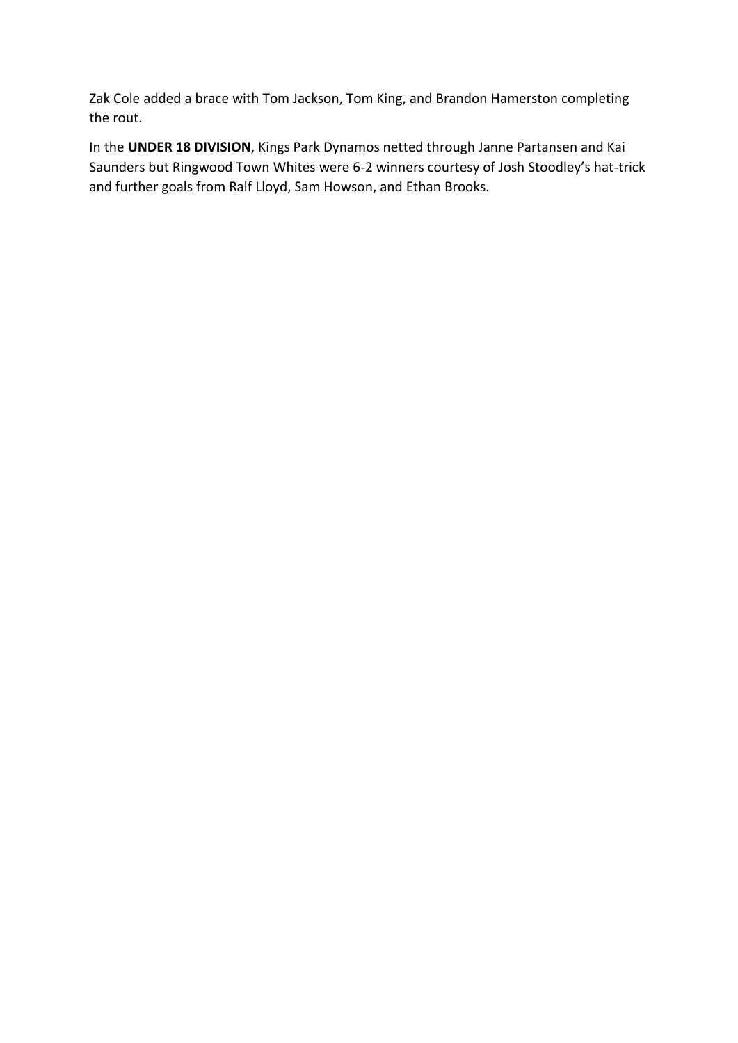Zak Cole added a brace with Tom Jackson, Tom King, and Brandon Hamerston completing the rout.

In the **UNDER 18 DIVISION**, Kings Park Dynamos netted through Janne Partansen and Kai Saunders but Ringwood Town Whites were 6-2 winners courtesy of Josh Stoodley's hat-trick and further goals from Ralf Lloyd, Sam Howson, and Ethan Brooks.